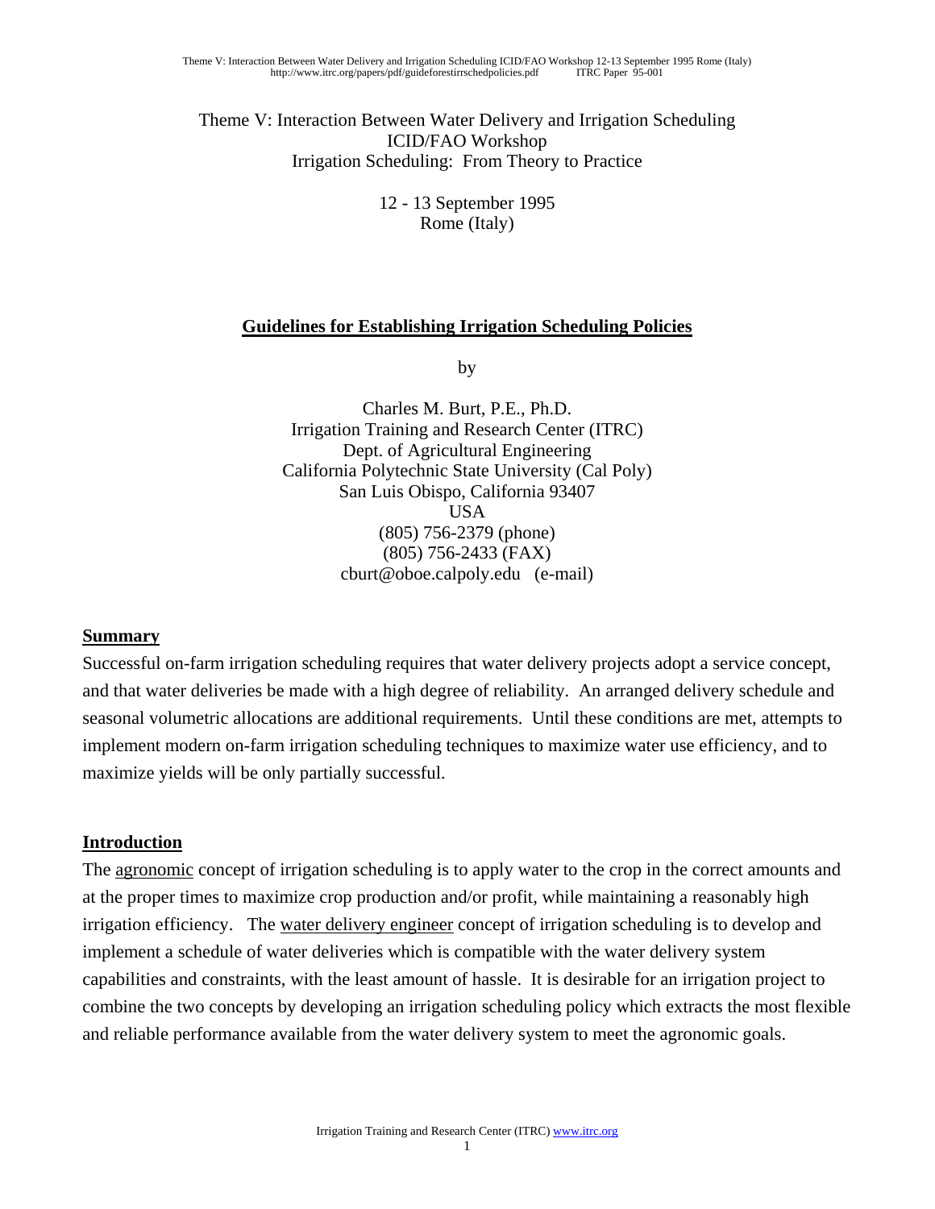Theme V: Interaction Between Water Delivery and Irrigation Scheduling
ICID/FAO Workshop
Irrigation Scheduling: From Theory to Practice

12 - 13 September 1995
Rome (Italy)

# Guidelines for Establishing Irrigation Scheduling Policies

by

Charles M. Burt, P.E., Ph.D.
Irrigation Training and Research Center (ITRC)
Dept. of Agricultural Engineering
California Polytechnic State University (Cal Poly)
San Luis Obispo, California 93407
USA
(805) 756-2379 (phone)
(805) 756-2433 (FAX)
cburt@oboe.calpoly.edu (e-mail)

## Summary

Successful on-farm irrigation scheduling requires that water delivery projects adopt a service concept, and that water deliveries be made with a high degree of reliability. An arranged delivery schedule and seasonal volumetric allocations are additional requirements. Until these conditions are met, attempts to implement modern on-farm irrigation scheduling techniques to maximize water use efficiency, and to maximize yields will be only partially successful.

## Introduction

The agronomic concept of irrigation scheduling is to apply water to the crop in the correct amounts and at the proper times to maximize crop production and/or profit, while maintaining a reasonably high irrigation efficiency. The water delivery engineer concept of irrigation scheduling is to develop and implement a schedule of water deliveries which is compatible with the water delivery system capabilities and constraints, with the least amount of hassle. It is desirable for an irrigation project to combine the two concepts by developing an irrigation scheduling policy which extracts the most flexible and reliable performance available from the water delivery system to meet the agronomic goals.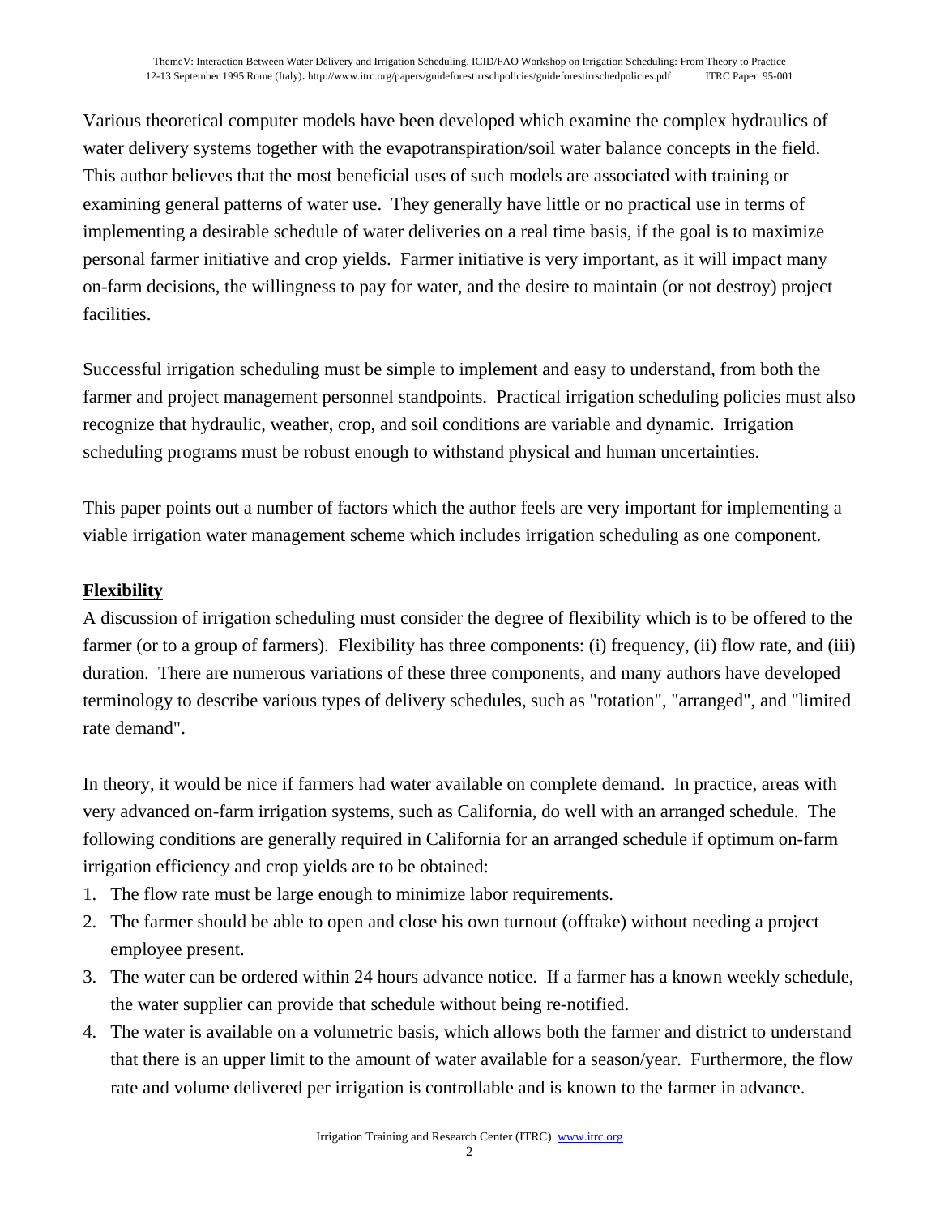Various theoretical computer models have been developed which examine the complex hydraulics of water delivery systems together with the evapotranspiration/soil water balance concepts in the field. This author believes that the most beneficial uses of such models are associated with training or examining general patterns of water use. They generally have little or no practical use in terms of implementing a desirable schedule of water deliveries on a real time basis, if the goal is to maximize personal farmer initiative and crop yields. Farmer initiative is very important, as it will impact many on-farm decisions, the willingness to pay for water, and the desire to maintain (or not destroy) project facilities.

Successful irrigation scheduling must be simple to implement and easy to understand, from both the farmer and project management personnel standpoints. Practical irrigation scheduling policies must also recognize that hydraulic, weather, crop, and soil conditions are variable and dynamic. Irrigation scheduling programs must be robust enough to withstand physical and human uncertainties.

This paper points out a number of factors which the author feels are very important for implementing a viable irrigation water management scheme which includes irrigation scheduling as one component.

## Flexibility

A discussion of irrigation scheduling must consider the degree of flexibility which is to be offered to the farmer (or to a group of farmers). Flexibility has three components: (i) frequency, (ii) flow rate, and (iii) duration. There are numerous variations of these three components, and many authors have developed terminology to describe various types of delivery schedules, such as "rotation", "arranged", and "limited rate demand".

In theory, it would be nice if farmers had water available on complete demand. In practice, areas with very advanced on-farm irrigation systems, such as California, do well with an arranged schedule. The following conditions are generally required in California for an arranged schedule if optimum on-farm irrigation efficiency and crop yields are to be obtained:

1. The flow rate must be large enough to minimize labor requirements.
2. The farmer should be able to open and close his own turnout (offtake) without needing a project employee present.
3. The water can be ordered within 24 hours advance notice. If a farmer has a known weekly schedule, the water supplier can provide that schedule without being re-notified.
4. The water is available on a volumetric basis, which allows both the farmer and district to understand that there is an upper limit to the amount of water available for a season/year. Furthermore, the flow rate and volume delivered per irrigation is controllable and is known to the farmer in advance.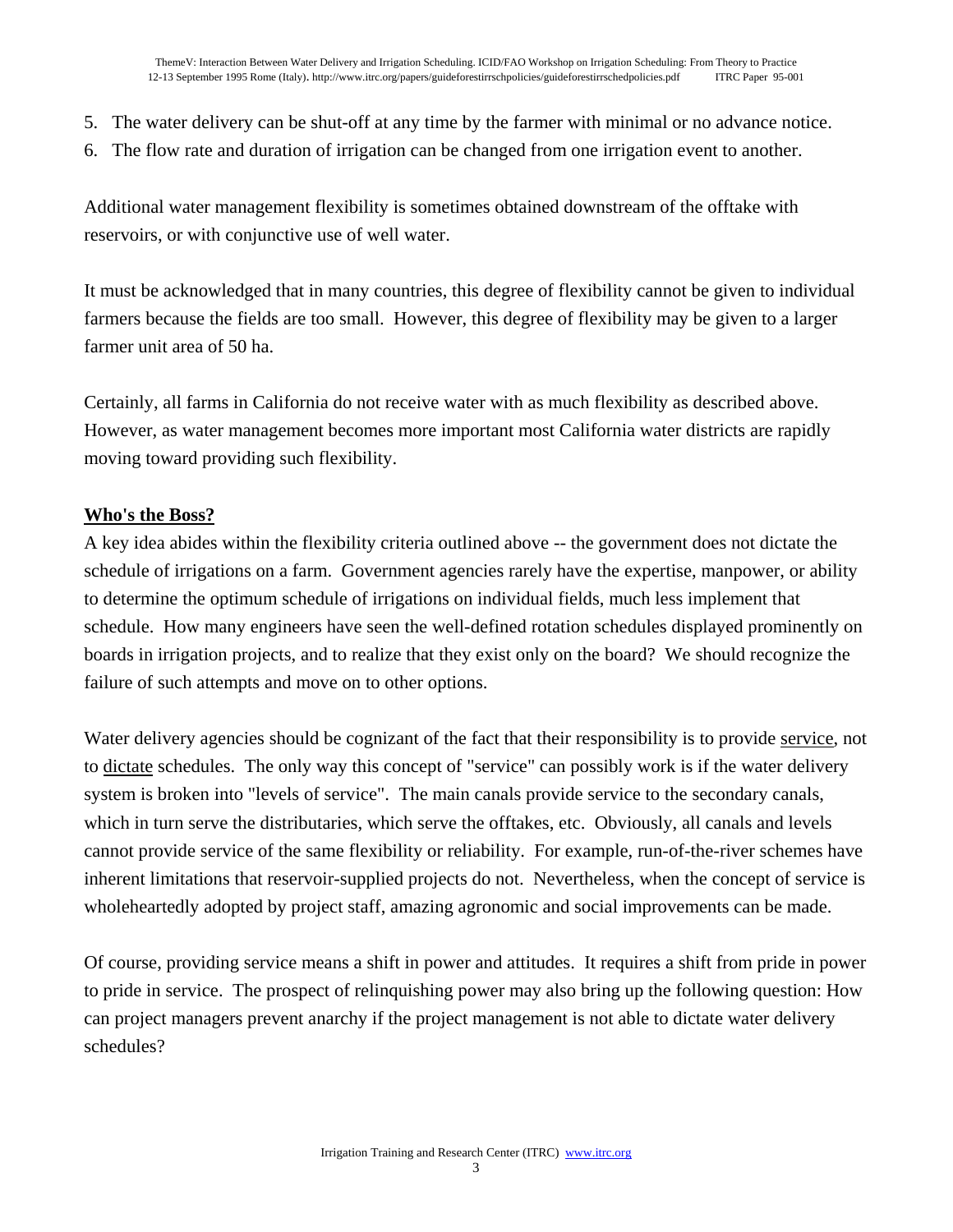5. The water delivery can be shut-off at any time by the farmer with minimal or no advance notice.
6. The flow rate and duration of irrigation can be changed from one irrigation event to another.

Additional water management flexibility is sometimes obtained downstream of the offtake with reservoirs, or with conjunctive use of well water.

It must be acknowledged that in many countries, this degree of flexibility cannot be given to individual farmers because the fields are too small. However, this degree of flexibility may be given to a larger farmer unit area of 50 ha.

Certainly, all farms in California do not receive water with as much flexibility as described above. However, as water management becomes more important most California water districts are rapidly moving toward providing such flexibility.

## Who's the Boss?

A key idea abides within the flexibility criteria outlined above -- the government does not dictate the schedule of irrigations on a farm. Government agencies rarely have the expertise, manpower, or ability to determine the optimum schedule of irrigations on individual fields, much less implement that schedule. How many engineers have seen the well-defined rotation schedules displayed prominently on boards in irrigation projects, and to realize that they exist only on the board? We should recognize the failure of such attempts and move on to other options.

Water delivery agencies should be cognizant of the fact that their responsibility is to provide service, not to dictate schedules. The only way this concept of "service" can possibly work is if the water delivery system is broken into "levels of service". The main canals provide service to the secondary canals, which in turn serve the distributaries, which serve the offtakes, etc. Obviously, all canals and levels cannot provide service of the same flexibility or reliability. For example, run-of-the-river schemes have inherent limitations that reservoir-supplied projects do not. Nevertheless, when the concept of service is wholeheartedly adopted by project staff, amazing agronomic and social improvements can be made.

Of course, providing service means a shift in power and attitudes. It requires a shift from pride in power to pride in service. The prospect of relinquishing power may also bring up the following question: How can project managers prevent anarchy if the project management is not able to dictate water delivery schedules?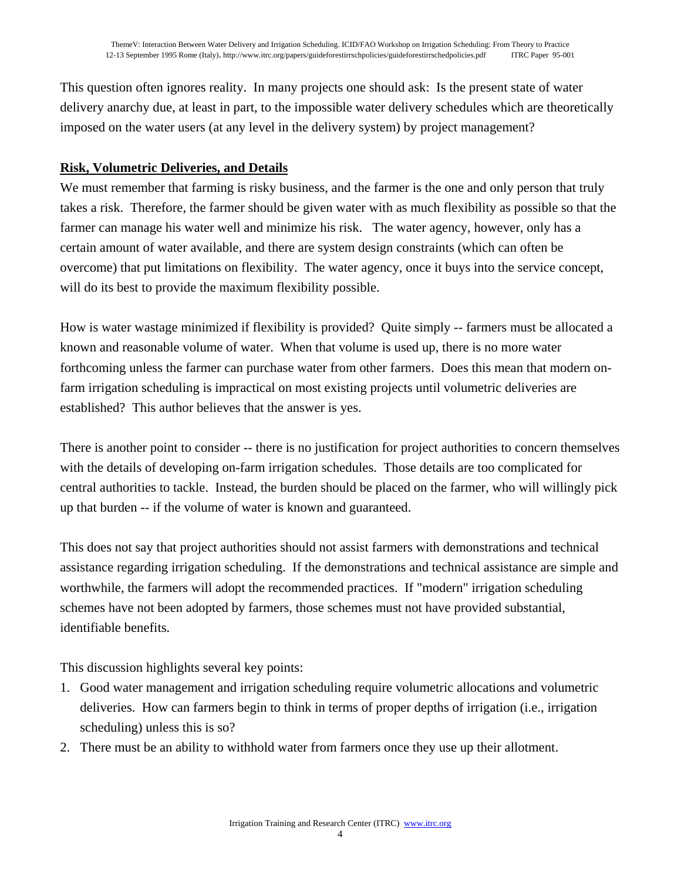This question often ignores reality. In many projects one should ask: Is the present state of water delivery anarchy due, at least in part, to the impossible water delivery schedules which are theoretically imposed on the water users (at any level in the delivery system) by project management?

## Risk, Volumetric Deliveries, and Details

We must remember that farming is risky business, and the farmer is the one and only person that truly takes a risk. Therefore, the farmer should be given water with as much flexibility as possible so that the farmer can manage his water well and minimize his risk. The water agency, however, only has a certain amount of water available, and there are system design constraints (which can often be overcome) that put limitations on flexibility. The water agency, once it buys into the service concept, will do its best to provide the maximum flexibility possible.

How is water wastage minimized if flexibility is provided? Quite simply -- farmers must be allocated a known and reasonable volume of water. When that volume is used up, there is no more water forthcoming unless the farmer can purchase water from other farmers. Does this mean that modern on-farm irrigation scheduling is impractical on most existing projects until volumetric deliveries are established? This author believes that the answer is yes.

There is another point to consider -- there is no justification for project authorities to concern themselves with the details of developing on-farm irrigation schedules. Those details are too complicated for central authorities to tackle. Instead, the burden should be placed on the farmer, who will willingly pick up that burden -- if the volume of water is known and guaranteed.

This does not say that project authorities should not assist farmers with demonstrations and technical assistance regarding irrigation scheduling. If the demonstrations and technical assistance are simple and worthwhile, the farmers will adopt the recommended practices. If "modern" irrigation scheduling schemes have not been adopted by farmers, those schemes must not have provided substantial, identifiable benefits.

This discussion highlights several key points:

1. Good water management and irrigation scheduling require volumetric allocations and volumetric deliveries. How can farmers begin to think in terms of proper depths of irrigation (i.e., irrigation scheduling) unless this is so?
2. There must be an ability to withhold water from farmers once they use up their allotment.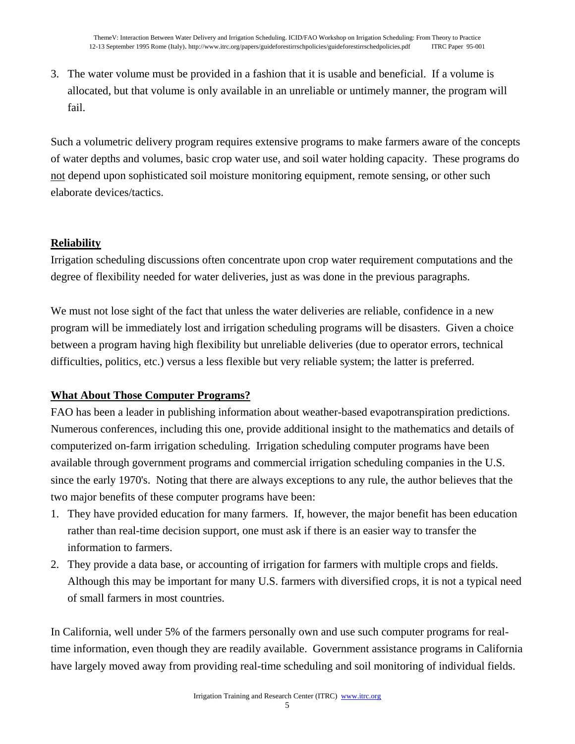3. The water volume must be provided in a fashion that it is usable and beneficial. If a volume is allocated, but that volume is only available in an unreliable or untimely manner, the program will fail.

Such a volumetric delivery program requires extensive programs to make farmers aware of the concepts of water depths and volumes, basic crop water use, and soil water holding capacity. These programs do not depend upon sophisticated soil moisture monitoring equipment, remote sensing, or other such elaborate devices/tactics.

## Reliability

Irrigation scheduling discussions often concentrate upon crop water requirement computations and the degree of flexibility needed for water deliveries, just as was done in the previous paragraphs.

We must not lose sight of the fact that unless the water deliveries are reliable, confidence in a new program will be immediately lost and irrigation scheduling programs will be disasters. Given a choice between a program having high flexibility but unreliable deliveries (due to operator errors, technical difficulties, politics, etc.) versus a less flexible but very reliable system; the latter is preferred.

## What About Those Computer Programs?

FAO has been a leader in publishing information about weather-based evapotranspiration predictions. Numerous conferences, including this one, provide additional insight to the mathematics and details of computerized on-farm irrigation scheduling. Irrigation scheduling computer programs have been available through government programs and commercial irrigation scheduling companies in the U.S. since the early 1970's. Noting that there are always exceptions to any rule, the author believes that the two major benefits of these computer programs have been:

1. They have provided education for many farmers. If, however, the major benefit has been education rather than real-time decision support, one must ask if there is an easier way to transfer the information to farmers.
2. They provide a data base, or accounting of irrigation for farmers with multiple crops and fields. Although this may be important for many U.S. farmers with diversified crops, it is not a typical need of small farmers in most countries.

In California, well under 5% of the farmers personally own and use such computer programs for real-time information, even though they are readily available. Government assistance programs in California have largely moved away from providing real-time scheduling and soil monitoring of individual fields.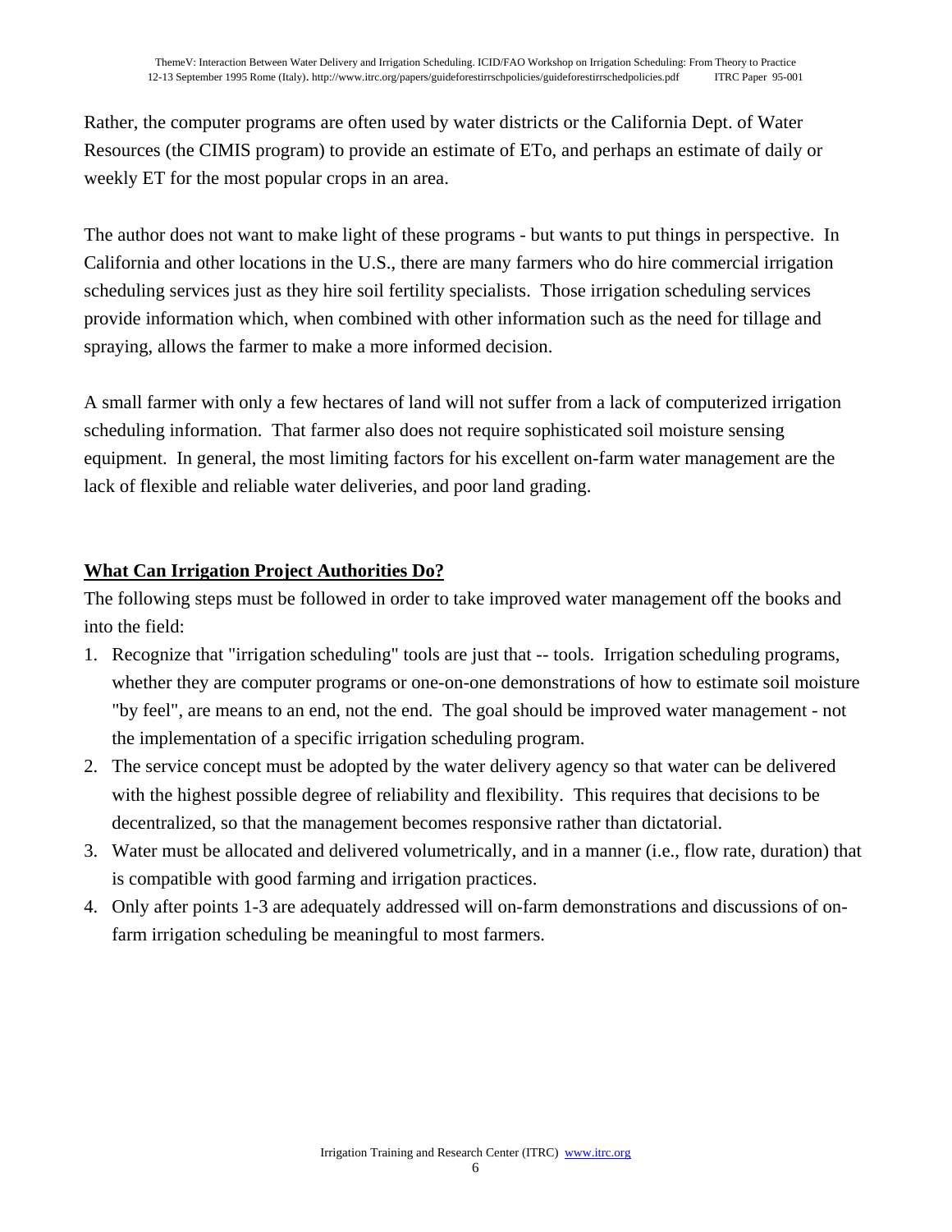Rather, the computer programs are often used by water districts or the California Dept. of Water Resources (the CIMIS program) to provide an estimate of ETo, and perhaps an estimate of daily or weekly ET for the most popular crops in an area.

The author does not want to make light of these programs - but wants to put things in perspective. In California and other locations in the U.S., there are many farmers who do hire commercial irrigation scheduling services just as they hire soil fertility specialists. Those irrigation scheduling services provide information which, when combined with other information such as the need for tillage and spraying, allows the farmer to make a more informed decision.

A small farmer with only a few hectares of land will not suffer from a lack of computerized irrigation scheduling information. That farmer also does not require sophisticated soil moisture sensing equipment. In general, the most limiting factors for his excellent on-farm water management are the lack of flexible and reliable water deliveries, and poor land grading.

## What Can Irrigation Project Authorities Do?

The following steps must be followed in order to take improved water management off the books and into the field:

1. Recognize that "irrigation scheduling" tools are just that -- tools. Irrigation scheduling programs, whether they are computer programs or one-on-one demonstrations of how to estimate soil moisture "by feel", are means to an end, not the end. The goal should be improved water management - not the implementation of a specific irrigation scheduling program.
2. The service concept must be adopted by the water delivery agency so that water can be delivered with the highest possible degree of reliability and flexibility. This requires that decisions to be decentralized, so that the management becomes responsive rather than dictatorial.
3. Water must be allocated and delivered volumetrically, and in a manner (i.e., flow rate, duration) that is compatible with good farming and irrigation practices.
4. Only after points 1-3 are adequately addressed will on-farm demonstrations and discussions of on-farm irrigation scheduling be meaningful to most farmers.